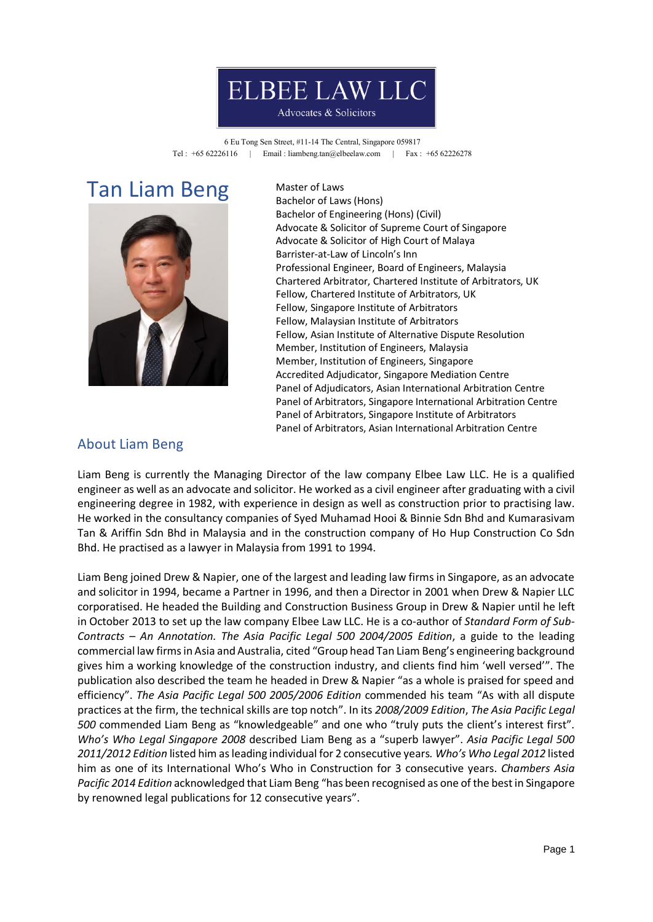# ELBEE LAW LLC

Advocates & Solicitors

6 Eu Tong Sen Street, #11-14 The Central, Singapore 059817
Tel : +65 62226116 | Email : liambeng.tan@elbeelaw.com | Fax : +65 62226278

## Tan Liam Beng

Master of Laws
Bachelor of Laws (Hons)
Bachelor of Engineering (Hons) (Civil)
Advocate & Solicitor of Supreme Court of Singapore
Advocate & Solicitor of High Court of Malaya
Barrister-at-Law of Lincoln's Inn
Professional Engineer, Board of Engineers, Malaysia
Chartered Arbitrator, Chartered Institute of Arbitrators, UK
Fellow, Chartered Institute of Arbitrators, UK
Fellow, Singapore Institute of Arbitrators
Fellow, Malaysian Institute of Arbitrators
Fellow, Asian Institute of Alternative Dispute Resolution
Member, Institution of Engineers, Malaysia
Member, Institution of Engineers, Singapore
Accredited Adjudicator, Singapore Mediation Centre
Panel of Adjudicators, Asian International Arbitration Centre
Panel of Arbitrators, Singapore International Arbitration Centre
Panel of Arbitrators, Singapore Institute of Arbitrators
Panel of Arbitrators, Asian International Arbitration Centre

### About Liam Beng

Liam Beng is currently the Managing Director of the law company Elbee Law LLC. He is a qualified engineer as well as an advocate and solicitor. He worked as a civil engineer after graduating with a civil engineering degree in 1982, with experience in design as well as construction prior to practising law. He worked in the consultancy companies of Syed Muhamad Hooi & Binnie Sdn Bhd and Kumarasivam Tan & Ariffin Sdn Bhd in Malaysia and in the construction company of Ho Hup Construction Co Sdn Bhd. He practised as a lawyer in Malaysia from 1991 to 1994.

Liam Beng joined Drew & Napier, one of the largest and leading law firms in Singapore, as an advocate and solicitor in 1994, became a Partner in 1996, and then a Director in 2001 when Drew & Napier LLC corporatised. He headed the Building and Construction Business Group in Drew & Napier until he left in October 2013 to set up the law company Elbee Law LLC. He is a co-author of *Standard Form of Sub-Contracts – An Annotation. The Asia Pacific Legal 500 2004/2005 Edition*, a guide to the leading commercial law firms in Asia and Australia, cited "Group head Tan Liam Beng's engineering background gives him a working knowledge of the construction industry, and clients find him 'well versed'". The publication also described the team he headed in Drew & Napier "as a whole is praised for speed and efficiency". *The Asia Pacific Legal 500 2005/2006 Edition* commended his team "As with all dispute practices at the firm, the technical skills are top notch". In its *2008/2009 Edition*, *The Asia Pacific Legal 500* commended Liam Beng as "knowledgeable" and one who "truly puts the client's interest first". *Who's Who Legal Singapore 2008* described Liam Beng as a "superb lawyer". *Asia Pacific Legal 500 2011/2012 Edition* listed him as leading individual for 2 consecutive years. *Who's Who Legal 2012* listed him as one of its International Who's Who in Construction for 3 consecutive years. *Chambers Asia Pacific 2014 Edition* acknowledged that Liam Beng "has been recognised as one of the best in Singapore by renowned legal publications for 12 consecutive years".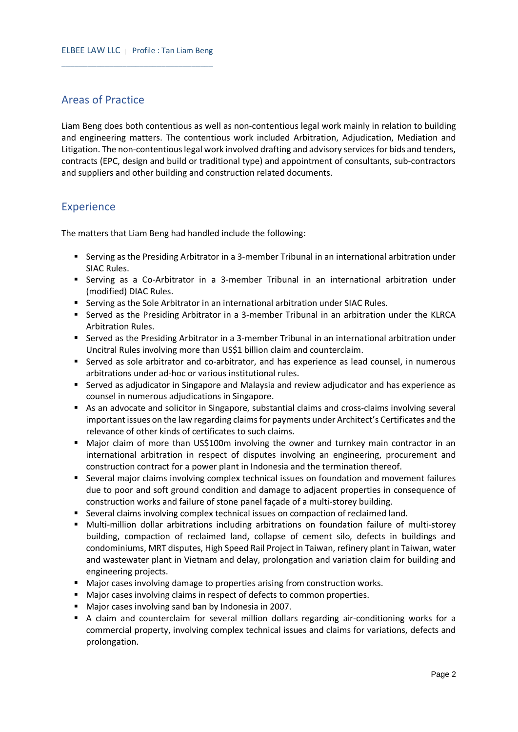## Areas of Practice

Liam Beng does both contentious as well as non-contentious legal work mainly in relation to building and engineering matters. The contentious work included Arbitration, Adjudication, Mediation and Litigation. The non-contentious legal work involved drafting and advisory services for bids and tenders, contracts (EPC, design and build or traditional type) and appointment of consultants, sub-contractors and suppliers and other building and construction related documents.

## Experience

The matters that Liam Beng had handled include the following:

- Serving as the Presiding Arbitrator in a 3-member Tribunal in an international arbitration under SIAC Rules.
- Serving as a Co-Arbitrator in a 3-member Tribunal in an international arbitration under (modified) DIAC Rules.
- Serving as the Sole Arbitrator in an international arbitration under SIAC Rules.
- Served as the Presiding Arbitrator in a 3-member Tribunal in an arbitration under the KLRCA Arbitration Rules.
- Served as the Presiding Arbitrator in a 3-member Tribunal in an international arbitration under Uncitral Rules involving more than US$1 billion claim and counterclaim.
- Served as sole arbitrator and co-arbitrator, and has experience as lead counsel, in numerous arbitrations under ad-hoc or various institutional rules.
- Served as adjudicator in Singapore and Malaysia and review adjudicator and has experience as counsel in numerous adjudications in Singapore.
- As an advocate and solicitor in Singapore, substantial claims and cross-claims involving several important issues on the law regarding claims for payments under Architect's Certificates and the relevance of other kinds of certificates to such claims.
- Major claim of more than US$100m involving the owner and turnkey main contractor in an international arbitration in respect of disputes involving an engineering, procurement and construction contract for a power plant in Indonesia and the termination thereof.
- Several major claims involving complex technical issues on foundation and movement failures due to poor and soft ground condition and damage to adjacent properties in consequence of construction works and failure of stone panel façade of a multi-storey building.
- Several claims involving complex technical issues on compaction of reclaimed land.
- Multi-million dollar arbitrations including arbitrations on foundation failure of multi-storey building, compaction of reclaimed land, collapse of cement silo, defects in buildings and condominiums, MRT disputes, High Speed Rail Project in Taiwan, refinery plant in Taiwan, water and wastewater plant in Vietnam and delay, prolongation and variation claim for building and engineering projects.
- Major cases involving damage to properties arising from construction works.
- Major cases involving claims in respect of defects to common properties.
- Major cases involving sand ban by Indonesia in 2007.
- A claim and counterclaim for several million dollars regarding air-conditioning works for a commercial property, involving complex technical issues and claims for variations, defects and prolongation.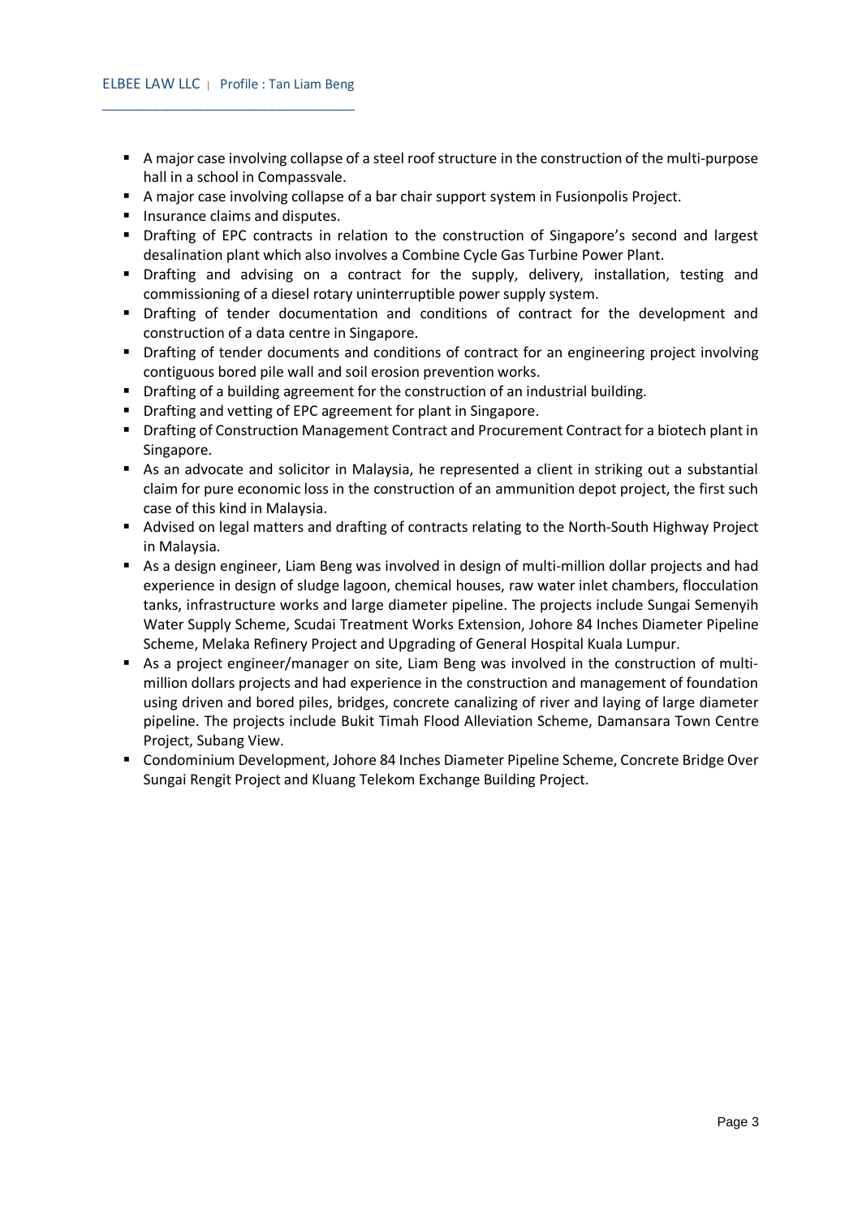- A major case involving collapse of a steel roof structure in the construction of the multi-purpose hall in a school in Compassvale.
- A major case involving collapse of a bar chair support system in Fusionpolis Project.
- Insurance claims and disputes.
- Drafting of EPC contracts in relation to the construction of Singapore's second and largest desalination plant which also involves a Combine Cycle Gas Turbine Power Plant.
- Drafting and advising on a contract for the supply, delivery, installation, testing and commissioning of a diesel rotary uninterruptible power supply system.
- Drafting of tender documentation and conditions of contract for the development and construction of a data centre in Singapore.
- Drafting of tender documents and conditions of contract for an engineering project involving contiguous bored pile wall and soil erosion prevention works.
- Drafting of a building agreement for the construction of an industrial building.
- Drafting and vetting of EPC agreement for plant in Singapore.
- Drafting of Construction Management Contract and Procurement Contract for a biotech plant in Singapore.
- As an advocate and solicitor in Malaysia, he represented a client in striking out a substantial claim for pure economic loss in the construction of an ammunition depot project, the first such case of this kind in Malaysia.
- Advised on legal matters and drafting of contracts relating to the North-South Highway Project in Malaysia.
- As a design engineer, Liam Beng was involved in design of multi-million dollar projects and had experience in design of sludge lagoon, chemical houses, raw water inlet chambers, flocculation tanks, infrastructure works and large diameter pipeline. The projects include Sungai Semenyih Water Supply Scheme, Scudai Treatment Works Extension, Johore 84 Inches Diameter Pipeline Scheme, Melaka Refinery Project and Upgrading of General Hospital Kuala Lumpur.
- As a project engineer/manager on site, Liam Beng was involved in the construction of multi-million dollars projects and had experience in the construction and management of foundation using driven and bored piles, bridges, concrete canalizing of river and laying of large diameter pipeline. The projects include Bukit Timah Flood Alleviation Scheme, Damansara Town Centre Project, Subang View.
- Condominium Development, Johore 84 Inches Diameter Pipeline Scheme, Concrete Bridge Over Sungai Rengit Project and Kluang Telekom Exchange Building Project.